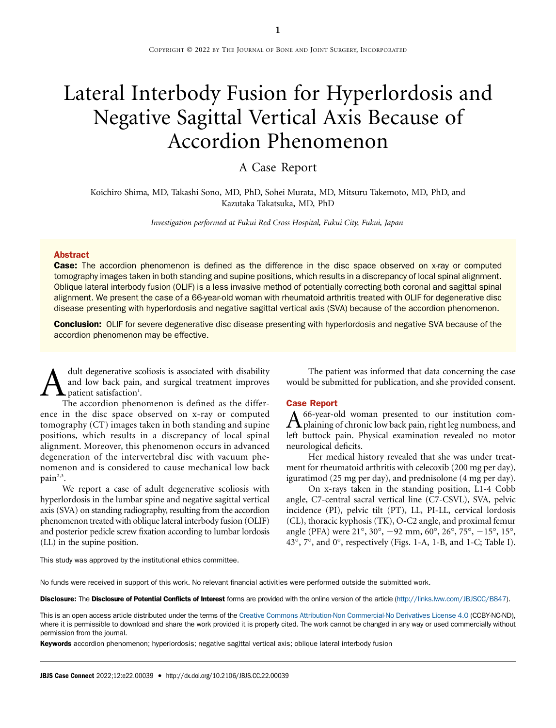# Lateral Interbody Fusion for Hyperlordosis and Negative Sagittal Vertical Axis Because of Accordion Phenomenon

## A Case Report

Koichiro Shima, MD, Takashi Sono, MD, PhD, Sohei Murata, MD, Mitsuru Takemoto, MD, PhD, and Kazutaka Takatsuka, MD, PhD

*Investigation performed at Fukui Red Cross Hospital, Fukui City, Fukui, Japan*

### Abstract

**Case:** The accordion phenomenon is defined as the difference in the disc space observed on x-ray or computed tomography images taken in both standing and supine positions, which results in a discrepancy of local spinal alignment. Oblique lateral interbody fusion (OLIF) is a less invasive method of potentially correcting both coronal and sagittal spinal alignment. We present the case of a 66-year-old woman with rheumatoid arthritis treated with OLIF for degenerative disc disease presenting with hyperlordosis and negative sagittal vertical axis (SVA) because of the accordion phenomenon.

**Conclusion:** OLIF for severe degenerative disc disease presenting with hyperlordosis and negative SVA because of the accordion phenomenon may be effective.

Adult degenerative scoliosis is associated with disability and low back pain, and surgical treatment improves patient satisfaction[1].

The accordion phenomenon is defined as the difference in the disc space observed on x-ray or computed tomography (CT) images taken in both standing and supine positions, which results in a discrepancy of local spinal alignment. Moreover, this phenomenon occurs in advanced degeneration of the intervertebral disc with vacuum phenomenon and is considered to cause mechanical low back pain[2,3].

We report a case of adult degenerative scoliosis with hyperlordosis in the lumbar spine and negative sagittal vertical axis (SVA) on standing radiography, resulting from the accordion phenomenon treated with oblique lateral interbody fusion (OLIF) and posterior pedicle screw fixation according to lumbar lordosis (LL) in the supine position.

The patient was informed that data concerning the case would be submitted for publication, and she provided consent.

## Case Report

A 66-year-old woman presented to our institution complaining of chronic low back pain, right leg numbness, and left buttock pain. Physical examination revealed no motor neurological deficits.

Her medical history revealed that she was under treatment for rheumatoid arthritis with celecoxib (200 mg per day), iguratimod (25 mg per day), and prednisolone (4 mg per day).

On x-rays taken in the standing position, L1-4 Cobb angle, C7-central sacral vertical line (C7-CSVL), SVA, pelvic incidence (PI), pelvic tilt (PT), LL, PI-LL, cervical lordosis (CL), thoracic kyphosis (TK), O-C2 angle, and proximal femur angle (PFA) were 21°, 30°, −92 mm, 60°, 26°, 75°, −15°, 15°, 43°, 7°, and 0°, respectively (Figs. 1-A, 1-B, and 1-C; Table I).

This study was approved by the institutional ethics committee.

No funds were received in support of this work. No relevant financial activities were performed outside the submitted work.

**Disclosure:** The **Disclosure of Potential Conflicts of Interest** forms are provided with the online version of the article (http://links.lww.com/JBJSCC/B847).

This is an open access article distributed under the terms of the Creative Commons Attribution-Non Commercial-No Derivatives License 4.0 (CCBY-NC-ND), where it is permissible to download and share the work provided it is properly cited. The work cannot be changed in any way or used commercially without permission from the journal.

**Keywords** accordion phenomenon; hyperlordosis; negative sagittal vertical axis; oblique lateral interbody fusion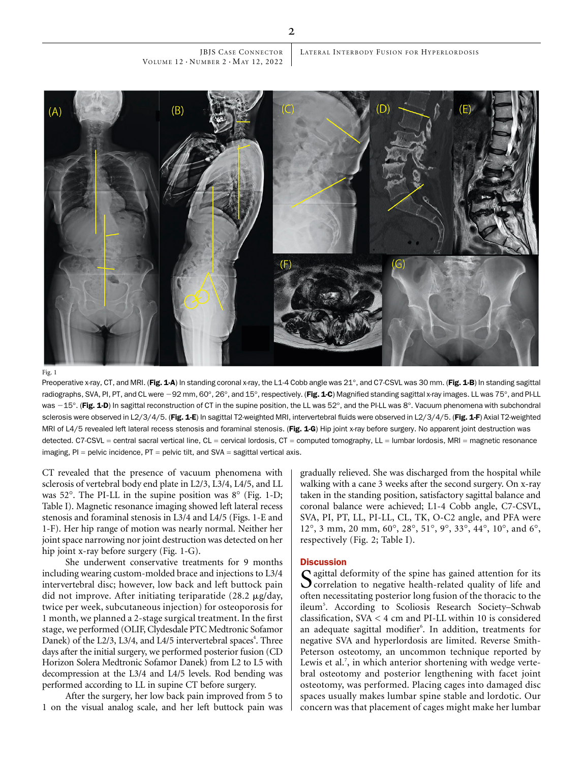Fig. 1

Preoperative x-ray, CT, and MRI. (**Fig. 1-A**) In standing coronal x-ray, the L1-4 Cobb angle was 21°, and C7-CSVL was 30 mm. (**Fig. 1-B**) In standing sagittal radiographs, SVA, PI, PT, and CL were −92 mm, 60°, 26°, and 15°, respectively. (**Fig. 1-C**) Magnified standing sagittal x-ray images. LL was 75°, and PI-LL was −15°. (**Fig. 1-D**) In sagittal reconstruction of CT in the supine position, the LL was 52°, and the PI-LL was 8°. Vacuum phenomena with subchondral sclerosis were observed in L2/3/4/5. (**Fig. 1-E**) In sagittal T2-weighted MRI, intervertebral fluids were observed in L2/3/4/5. (**Fig. 1-F**) Axial T2-weighted MRI of L4/5 revealed left lateral recess stenosis and foraminal stenosis. (**Fig. 1-G**) Hip joint x-ray before surgery. No apparent joint destruction was detected. C7-CSVL = central sacral vertical line, CL = cervical lordosis, CT = computed tomography, LL = lumbar lordosis, MRI = magnetic resonance imaging, PI = pelvic incidence, PT = pelvic tilt, and SVA = sagittal vertical axis.

CT revealed that the presence of vacuum phenomena with sclerosis of vertebral body end plate in L2/3, L3/4, L4/5, and LL was 52°. The PI-LL in the supine position was 8° (Fig. 1-D; Table I). Magnetic resonance imaging showed left lateral recess stenosis and foraminal stenosis in L3/4 and L4/5 (Figs. 1-E and 1-F). Her hip range of motion was nearly normal. Neither her joint space narrowing nor joint destruction was detected on her hip joint x-ray before surgery (Fig. 1-G).

She underwent conservative treatments for 9 months including wearing custom-molded brace and injections to L3/4 intervertebral disc; however, low back and left buttock pain did not improve. After initiating teriparatide (28.2 μg/day, twice per week, subcutaneous injection) for osteoporosis for 1 month, we planned a 2-stage surgical treatment. In the first stage, we performed (OLIF, Clydesdale PTC Medtronic Sofamor Danek) of the L2/3, L3/4, and L4/5 intervertebral spaces[4]. Three days after the initial surgery, we performed posterior fusion (CD Horizon Solera Medtronic Sofamor Danek) from L2 to L5 with decompression at the L3/4 and L4/5 levels. Rod bending was performed according to LL in supine CT before surgery.

After the surgery, her low back pain improved from 5 to 1 on the visual analog scale, and her left buttock pain was gradually relieved. She was discharged from the hospital while walking with a cane 3 weeks after the second surgery. On x-ray taken in the standing position, satisfactory sagittal balance and coronal balance were achieved; L1-4 Cobb angle, C7-CSVL, SVA, PI, PT, LL, PI-LL, CL, TK, O-C2 angle, and PFA were 12°, 3 mm, 20 mm, 60°, 28°, 51°, 9°, 33°, 44°, 10°, and 6°, respectively (Fig. 2; Table I).

## Discussion

Sagittal deformity of the spine has gained attention for its correlation to negative health-related quality of life and often necessitating posterior long fusion of the thoracic to the ileum[5]. According to Scoliosis Research Society–Schwab classification, SVA < 4 cm and PI-LL within 10 is considered an adequate sagittal modifier[6]. In addition, treatments for negative SVA and hyperlordosis are limited. Reverse Smith-Peterson osteotomy, an uncommon technique reported by Lewis et al.[7], in which anterior shortening with wedge vertebral osteotomy and posterior lengthening with facet joint osteotomy, was performed. Placing cages into damaged disc spaces usually makes lumbar spine stable and lordotic. Our concern was that placement of cages might make her lumbar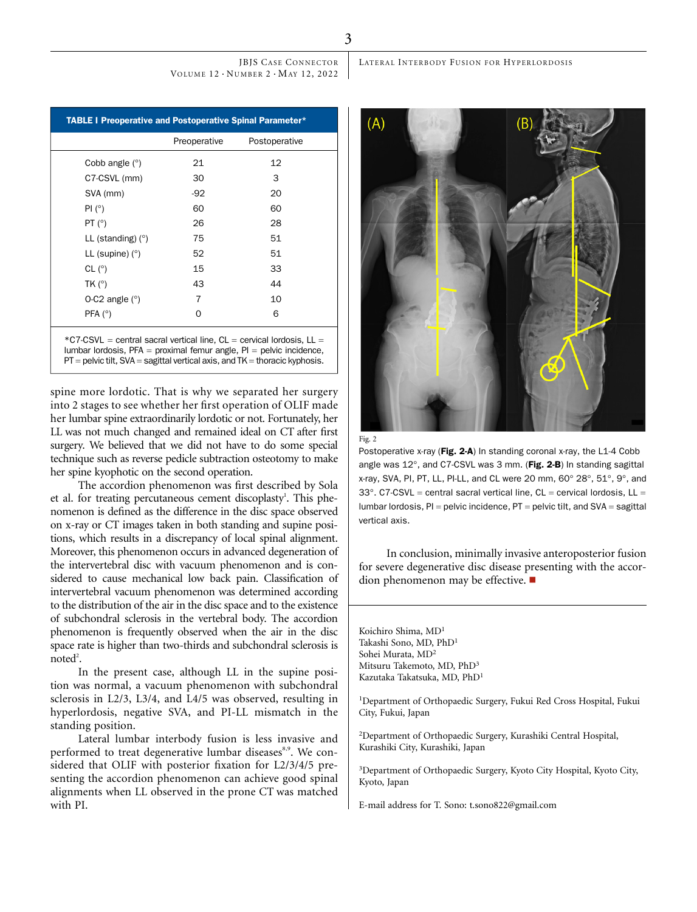| TABLE I Preoperative and Postoperative Spinal Parameter* | Preoperative | Postoperative |
|---|---|---|
| Cobb angle (°) | 21 | 12 |
| C7-CSVL (mm) | 30 | 3 |
| SVA (mm) | -92 | 20 |
| PI (°) | 60 | 60 |
| PT (°) | 26 | 28 |
| LL (standing) (°) | 75 | 51 |
| LL (supine) (°) | 52 | 51 |
| CL (°) | 15 | 33 |
| TK (°) | 43 | 44 |
| O-C2 angle (°) | 7 | 10 |
| PFA (°) | 0 | 6 |

*C7-CSVL = central sacral vertical line, CL = cervical lordosis, LL = lumbar lordosis, PFA = proximal femur angle, PI = pelvic incidence, PT = pelvic tilt, SVA = sagittal vertical axis, and TK = thoracic kyphosis.

spine more lordotic. That is why we separated her surgery into 2 stages to see whether her first operation of OLIF made her lumbar spine extraordinarily lordotic or not. Fortunately, her LL was not much changed and remained ideal on CT after first surgery. We believed that we did not have to do some special technique such as reverse pedicle subtraction osteotomy to make her spine kyophotic on the second operation.

The accordion phenomenon was first described by Sola et al. for treating percutaneous cement discoplasty[1]. This phenomenon is defined as the difference in the disc space observed on x-ray or CT images taken in both standing and supine positions, which results in a discrepancy of local spinal alignment. Moreover, this phenomenon occurs in advanced degeneration of the intervertebral disc with vacuum phenomenon and is considered to cause mechanical low back pain. Classification of intervertebral vacuum phenomenon was determined according to the distribution of the air in the disc space and to the existence of subchondral sclerosis in the vertebral body. The accordion phenomenon is frequently observed when the air in the disc space rate is higher than two-thirds and subchondral sclerosis is noted[2].

In the present case, although LL in the supine position was normal, a vacuum phenomenon with subchondral sclerosis in L2/3, L3/4, and L4/5 was observed, resulting in hyperlordosis, negative SVA, and PI-LL mismatch in the standing position.

Lateral lumbar interbody fusion is less invasive and performed to treat degenerative lumbar diseases[8,9]. We considered that OLIF with posterior fixation for L2/3/4/5 presenting the accordion phenomenon can achieve good spinal alignments when LL observed in the prone CT was matched with PI.

Fig. 2

Postoperative x-ray (**Fig. 2-A**) In standing coronal x-ray, the L1-4 Cobb angle was 12°, and C7-CSVL was 3 mm. (**Fig. 2-B**) In standing sagittal x-ray, SVA, PI, PT, LL, PI-LL, and CL were 20 mm, 60° 28°, 51°, 9°, and 33°. C7-CSVL = central sacral vertical line, CL = cervical lordosis, LL = lumbar lordosis, PI = pelvic incidence, PT = pelvic tilt, and SVA = sagittal vertical axis.

In conclusion, minimally invasive anteroposterior fusion for severe degenerative disc disease presenting with the accordion phenomenon may be effective.

Koichiro Shima, MD[1]
Takashi Sono, MD, PhD[1]
Sohei Murata, MD[2]
Mitsuru Takemoto, MD, PhD[3]
Kazutaka Takatsuka, MD, PhD[1]

[1]Department of Orthopaedic Surgery, Fukui Red Cross Hospital, Fukui City, Fukui, Japan

[2]Department of Orthopaedic Surgery, Kurashiki Central Hospital, Kurashiki City, Kurashiki, Japan

[3]Department of Orthopaedic Surgery, Kyoto City Hospital, Kyoto City, Kyoto, Japan

E-mail address for T. Sono: t.sono822@gmail.com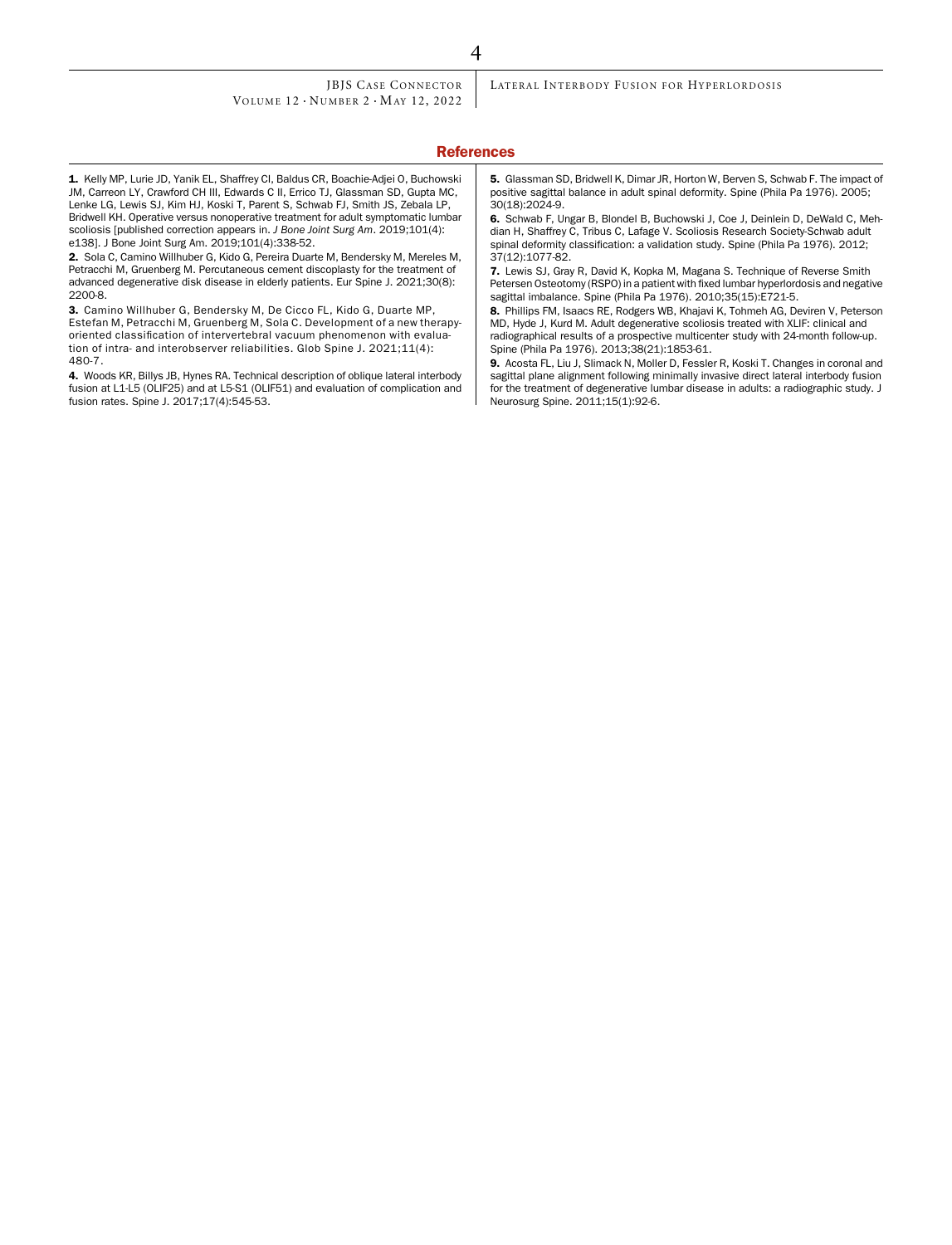## References

1. Kelly MP, Lurie JD, Yanik EL, Shaffrey CI, Baldus CR, Boachie-Adjei O, Buchowski JM, Carreon LY, Crawford CH III, Edwards C II, Errico TJ, Glassman SD, Gupta MC, Lenke LG, Lewis SJ, Kim HJ, Koski T, Parent S, Schwab FJ, Smith JS, Zebala LP, Bridwell KH. Operative versus nonoperative treatment for adult symptomatic lumbar scoliosis [published correction appears in. *J Bone Joint Surg Am*. 2019;101(4):e138]. J Bone Joint Surg Am. 2019;101(4):338-52.

2. Sola C, Camino Willhuber G, Kido G, Pereira Duarte M, Bendersky M, Mereles M, Petracchi M, Gruenberg M. Percutaneous cement discoplasty for the treatment of advanced degenerative disk disease in elderly patients. Eur Spine J. 2021;30(8):2200-8.

3. Camino Willhuber G, Bendersky M, De Cicco FL, Kido G, Duarte MP, Estefan M, Petracchi M, Gruenberg M, Sola C. Development of a new therapy-oriented classification of intervertebral vacuum phenomenon with evaluation of intra- and interobserver reliabilities. Glob Spine J. 2021;11(4):480-7.

4. Woods KR, Billys JB, Hynes RA. Technical description of oblique lateral interbody fusion at L1-L5 (OLIF25) and at L5-S1 (OLIF51) and evaluation of complication and fusion rates. Spine J. 2017;17(4):545-53.

5. Glassman SD, Bridwell K, Dimar JR, Horton W, Berven S, Schwab F. The impact of positive sagittal balance in adult spinal deformity. Spine (Phila Pa 1976). 2005;30(18):2024-9.

6. Schwab F, Ungar B, Blondel B, Buchowski J, Coe J, Deinlein D, DeWald C, Mehdian H, Shaffrey C, Tribus C, Lafage V. Scoliosis Research Society-Schwab adult spinal deformity classification: a validation study. Spine (Phila Pa 1976). 2012;37(12):1077-82.

7. Lewis SJ, Gray R, David K, Kopka M, Magana S. Technique of Reverse Smith Petersen Osteotomy (RSPO) in a patient with fixed lumbar hyperlordosis and negative sagittal imbalance. Spine (Phila Pa 1976). 2010;35(15):E721-5.

8. Phillips FM, Isaacs RE, Rodgers WB, Khajavi K, Tohmeh AG, Deviren V, Peterson MD, Hyde J, Kurd M. Adult degenerative scoliosis treated with XLIF: clinical and radiographical results of a prospective multicenter study with 24-month follow-up. Spine (Phila Pa 1976). 2013;38(21):1853-61.

9. Acosta FL, Liu J, Slimack N, Moller D, Fessler R, Koski T. Changes in coronal and sagittal plane alignment following minimally invasive direct lateral interbody fusion for the treatment of degenerative lumbar disease in adults: a radiographic study. J Neurosurg Spine. 2011;15(1):92-6.